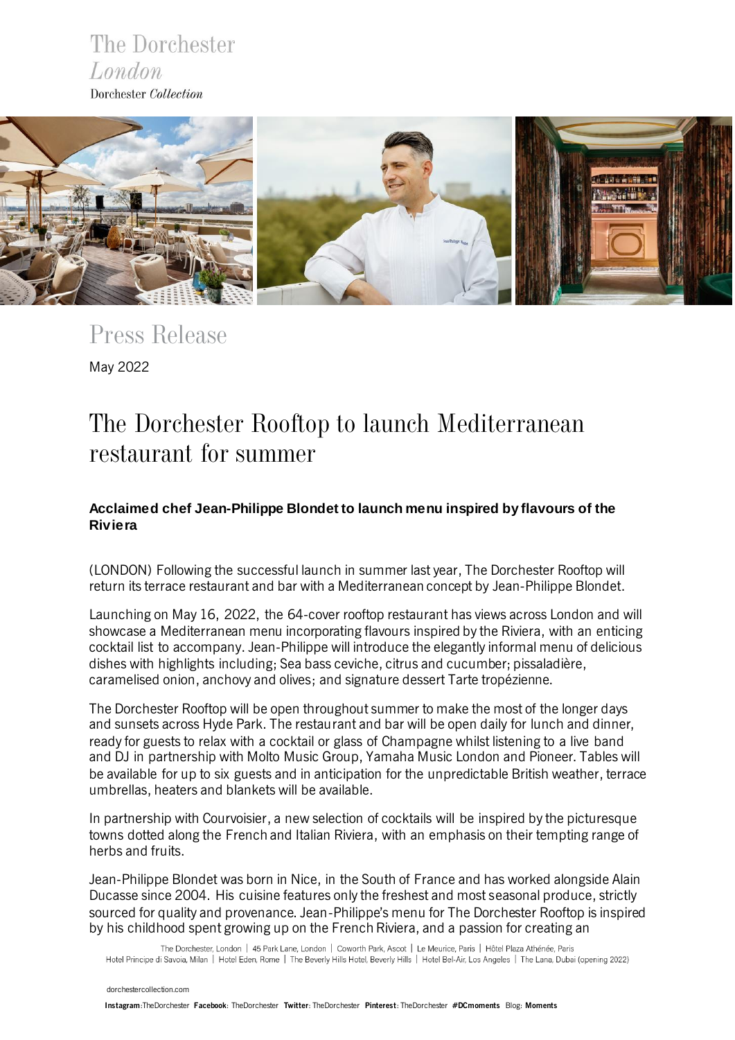The Dorchester
*London*
Dorchester *Collection*

# Press Release

May 2022

## The Dorchester Rooftop to launch Mediterranean restaurant for summer

**Acclaimed chef Jean-Philippe Blondet to launch menu inspired by flavours of the Riviera**

(LONDON) Following the successful launch in summer last year, The Dorchester Rooftop will return its terrace restaurant and bar with a Mediterranean concept by Jean-Philippe Blondet.

Launching on May 16, 2022, the 64-cover rooftop restaurant has views across London and will showcase a Mediterranean menu incorporating flavours inspired by the Riviera, with an enticing cocktail list to accompany. Jean-Philippe will introduce the elegantly informal menu of delicious dishes with highlights including; Sea bass ceviche, citrus and cucumber; pissaladière, caramelised onion, anchovy and olives; and signature dessert Tarte tropézienne.

The Dorchester Rooftop will be open throughout summer to make the most of the longer days and sunsets across Hyde Park. The restaurant and bar will be open daily for lunch and dinner, ready for guests to relax with a cocktail or glass of Champagne whilst listening to a live band and DJ in partnership with Molto Music Group, Yamaha Music London and Pioneer. Tables will be available for up to six guests and in anticipation for the unpredictable British weather, terrace umbrellas, heaters and blankets will be available.

In partnership with Courvoisier, a new selection of cocktails will be inspired by the picturesque towns dotted along the French and Italian Riviera, with an emphasis on their tempting range of herbs and fruits.

Jean-Philippe Blondet was born in Nice, in the South of France and has worked alongside Alain Ducasse since 2004. His cuisine features only the freshest and most seasonal produce, strictly sourced for quality and provenance. Jean-Philippe's menu for The Dorchester Rooftop is inspired by his childhood spent growing up on the French Riviera, and a passion for creating an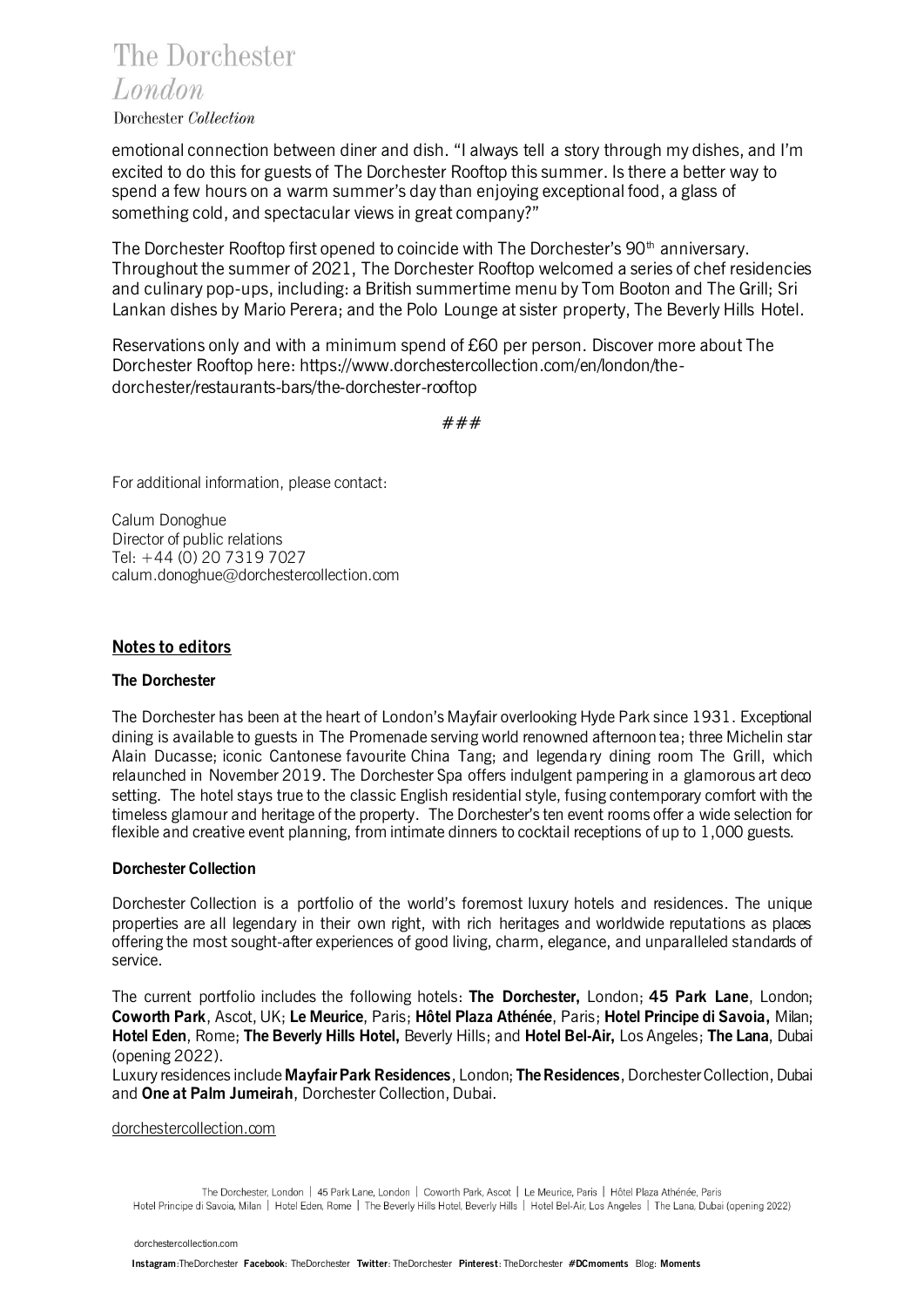emotional connection between diner and dish. "I always tell a story through my dishes, and I'm excited to do this for guests of The Dorchester Rooftop this summer. Is there a better way to spend a few hours on a warm summer's day than enjoying exceptional food, a glass of something cold, and spectacular views in great company?"

The Dorchester Rooftop first opened to coincide with The Dorchester's 90th anniversary. Throughout the summer of 2021, The Dorchester Rooftop welcomed a series of chef residencies and culinary pop-ups, including: a British summertime menu by Tom Booton and The Grill; Sri Lankan dishes by Mario Perera; and the Polo Lounge at sister property, The Beverly Hills Hotel.

Reservations only and with a minimum spend of £60 per person. Discover more about The Dorchester Rooftop here: https://www.dorchestercollection.com/en/london/the-dorchester/restaurants-bars/the-dorchester-rooftop

###

For additional information, please contact:

Calum Donoghue
Director of public relations
Tel: +44 (0) 20 7319 7027
calum.donoghue@dorchestercollection.com

## Notes to editors

### The Dorchester

The Dorchester has been at the heart of London's Mayfair overlooking Hyde Park since 1931. Exceptional dining is available to guests in The Promenade serving world renowned afternoon tea; three Michelin star Alain Ducasse; iconic Cantonese favourite China Tang; and legendary dining room The Grill, which relaunched in November 2019. The Dorchester Spa offers indulgent pampering in a glamorous art deco setting. The hotel stays true to the classic English residential style, fusing contemporary comfort with the timeless glamour and heritage of the property. The Dorchester's ten event rooms offer a wide selection for flexible and creative event planning, from intimate dinners to cocktail receptions of up to 1,000 guests.

### Dorchester Collection

Dorchester Collection is a portfolio of the world's foremost luxury hotels and residences. The unique properties are all legendary in their own right, with rich heritages and worldwide reputations as places offering the most sought-after experiences of good living, charm, elegance, and unparalleled standards of service.

The current portfolio includes the following hotels: **The Dorchester,** London; **45 Park Lane**, London; **Coworth Park**, Ascot, UK; **Le Meurice**, Paris; **Hôtel Plaza Athénée**, Paris; **Hotel Principe di Savoia,** Milan; **Hotel Eden**, Rome; **The Beverly Hills Hotel,** Beverly Hills; and **Hotel Bel-Air,** Los Angeles; **The Lana**, Dubai (opening 2022).
Luxury residences include **Mayfair Park Residences**, London; **The Residences**, Dorchester Collection, Dubai and **One at Palm Jumeirah**, Dorchester Collection, Dubai.

dorchestercollection.com